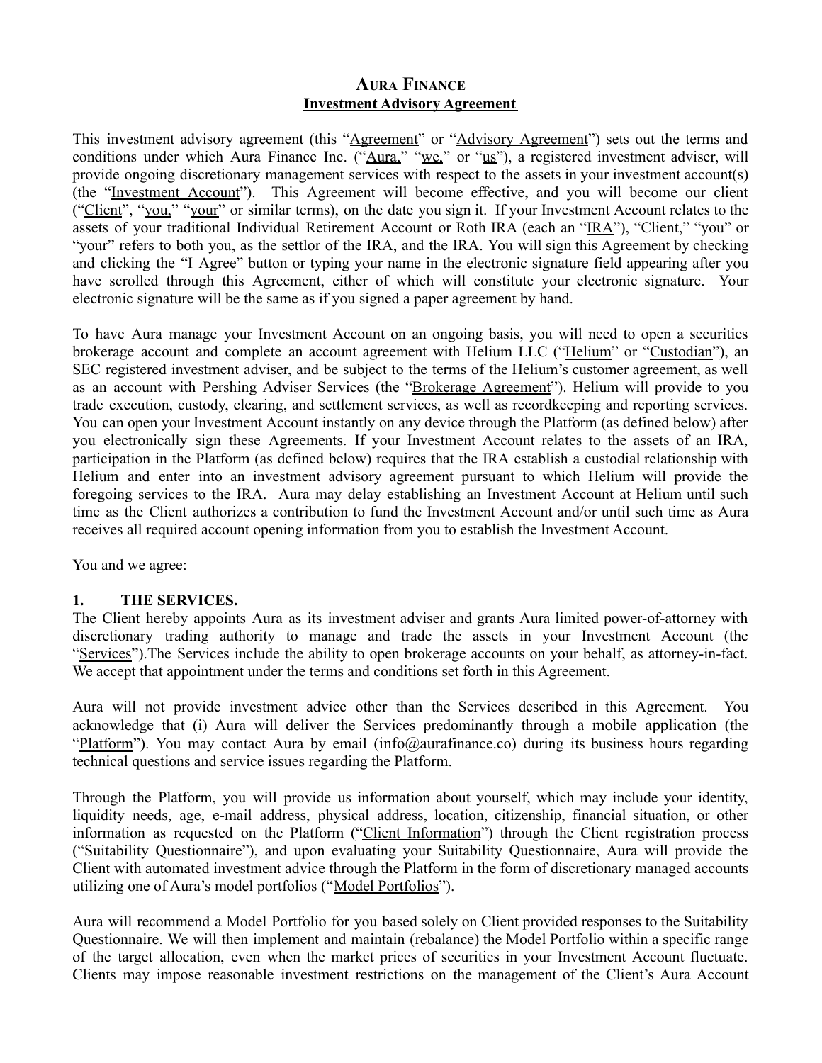# AURA FINANCE
## Investment Advisory Agreement

This investment advisory agreement (this "Agreement" or "Advisory Agreement") sets out the terms and conditions under which Aura Finance Inc. ("Aura," "we," or "us"), a registered investment adviser, will provide ongoing discretionary management services with respect to the assets in your investment account(s) (the "Investment Account"). This Agreement will become effective, and you will become our client ("Client", "you," "your" or similar terms), on the date you sign it. If your Investment Account relates to the assets of your traditional Individual Retirement Account or Roth IRA (each an "IRA"), "Client," "you" or "your" refers to both you, as the settlor of the IRA, and the IRA. You will sign this Agreement by checking and clicking the "I Agree" button or typing your name in the electronic signature field appearing after you have scrolled through this Agreement, either of which will constitute your electronic signature. Your electronic signature will be the same as if you signed a paper agreement by hand.

To have Aura manage your Investment Account on an ongoing basis, you will need to open a securities brokerage account and complete an account agreement with Helium LLC ("Helium" or "Custodian"), an SEC registered investment adviser, and be subject to the terms of the Helium's customer agreement, as well as an account with Pershing Adviser Services (the "Brokerage Agreement"). Helium will provide to you trade execution, custody, clearing, and settlement services, as well as recordkeeping and reporting services. You can open your Investment Account instantly on any device through the Platform (as defined below) after you electronically sign these Agreements. If your Investment Account relates to the assets of an IRA, participation in the Platform (as defined below) requires that the IRA establish a custodial relationship with Helium and enter into an investment advisory agreement pursuant to which Helium will provide the foregoing services to the IRA. Aura may delay establishing an Investment Account at Helium until such time as the Client authorizes a contribution to fund the Investment Account and/or until such time as Aura receives all required account opening information from you to establish the Investment Account.

You and we agree:

### 1. THE SERVICES.

The Client hereby appoints Aura as its investment adviser and grants Aura limited power-of-attorney with discretionary trading authority to manage and trade the assets in your Investment Account (the "Services").The Services include the ability to open brokerage accounts on your behalf, as attorney-in-fact. We accept that appointment under the terms and conditions set forth in this Agreement.

Aura will not provide investment advice other than the Services described in this Agreement. You acknowledge that (i) Aura will deliver the Services predominantly through a mobile application (the "Platform"). You may contact Aura by email (info@aurafinance.co) during its business hours regarding technical questions and service issues regarding the Platform.

Through the Platform, you will provide us information about yourself, which may include your identity, liquidity needs, age, e-mail address, physical address, location, citizenship, financial situation, or other information as requested on the Platform ("Client Information") through the Client registration process ("Suitability Questionnaire"), and upon evaluating your Suitability Questionnaire, Aura will provide the Client with automated investment advice through the Platform in the form of discretionary managed accounts utilizing one of Aura's model portfolios ("Model Portfolios").

Aura will recommend a Model Portfolio for you based solely on Client provided responses to the Suitability Questionnaire. We will then implement and maintain (rebalance) the Model Portfolio within a specific range of the target allocation, even when the market prices of securities in your Investment Account fluctuate. Clients may impose reasonable investment restrictions on the management of the Client's Aura Account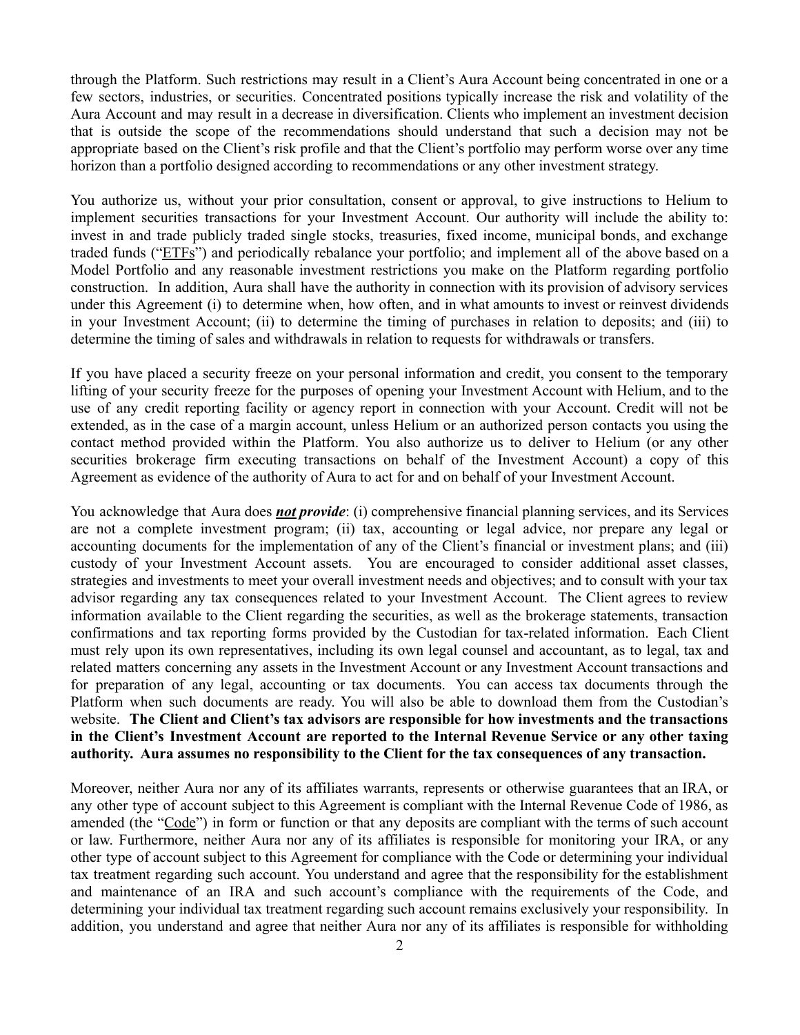through the Platform. Such restrictions may result in a Client's Aura Account being concentrated in one or a few sectors, industries, or securities. Concentrated positions typically increase the risk and volatility of the Aura Account and may result in a decrease in diversification. Clients who implement an investment decision that is outside the scope of the recommendations should understand that such a decision may not be appropriate based on the Client's risk profile and that the Client's portfolio may perform worse over any time horizon than a portfolio designed according to recommendations or any other investment strategy.

You authorize us, without your prior consultation, consent or approval, to give instructions to Helium to implement securities transactions for your Investment Account. Our authority will include the ability to: invest in and trade publicly traded single stocks, treasuries, fixed income, municipal bonds, and exchange traded funds ("ETFs") and periodically rebalance your portfolio; and implement all of the above based on a Model Portfolio and any reasonable investment restrictions you make on the Platform regarding portfolio construction. In addition, Aura shall have the authority in connection with its provision of advisory services under this Agreement (i) to determine when, how often, and in what amounts to invest or reinvest dividends in your Investment Account; (ii) to determine the timing of purchases in relation to deposits; and (iii) to determine the timing of sales and withdrawals in relation to requests for withdrawals or transfers.

If you have placed a security freeze on your personal information and credit, you consent to the temporary lifting of your security freeze for the purposes of opening your Investment Account with Helium, and to the use of any credit reporting facility or agency report in connection with your Account. Credit will not be extended, as in the case of a margin account, unless Helium or an authorized person contacts you using the contact method provided within the Platform. You also authorize us to deliver to Helium (or any other securities brokerage firm executing transactions on behalf of the Investment Account) a copy of this Agreement as evidence of the authority of Aura to act for and on behalf of your Investment Account.

You acknowledge that Aura does ***not provide***: (i) comprehensive financial planning services, and its Services are not a complete investment program; (ii) tax, accounting or legal advice, nor prepare any legal or accounting documents for the implementation of any of the Client's financial or investment plans; and (iii) custody of your Investment Account assets. You are encouraged to consider additional asset classes, strategies and investments to meet your overall investment needs and objectives; and to consult with your tax advisor regarding any tax consequences related to your Investment Account. The Client agrees to review information available to the Client regarding the securities, as well as the brokerage statements, transaction confirmations and tax reporting forms provided by the Custodian for tax-related information. Each Client must rely upon its own representatives, including its own legal counsel and accountant, as to legal, tax and related matters concerning any assets in the Investment Account or any Investment Account transactions and for preparation of any legal, accounting or tax documents. You can access tax documents through the Platform when such documents are ready. You will also be able to download them from the Custodian's website. **The Client and Client's tax advisors are responsible for how investments and the transactions in the Client's Investment Account are reported to the Internal Revenue Service or any other taxing authority. Aura assumes no responsibility to the Client for the tax consequences of any transaction.**

Moreover, neither Aura nor any of its affiliates warrants, represents or otherwise guarantees that an IRA, or any other type of account subject to this Agreement is compliant with the Internal Revenue Code of 1986, as amended (the "Code") in form or function or that any deposits are compliant with the terms of such account or law. Furthermore, neither Aura nor any of its affiliates is responsible for monitoring your IRA, or any other type of account subject to this Agreement for compliance with the Code or determining your individual tax treatment regarding such account. You understand and agree that the responsibility for the establishment and maintenance of an IRA and such account's compliance with the requirements of the Code, and determining your individual tax treatment regarding such account remains exclusively your responsibility. In addition, you understand and agree that neither Aura nor any of its affiliates is responsible for withholding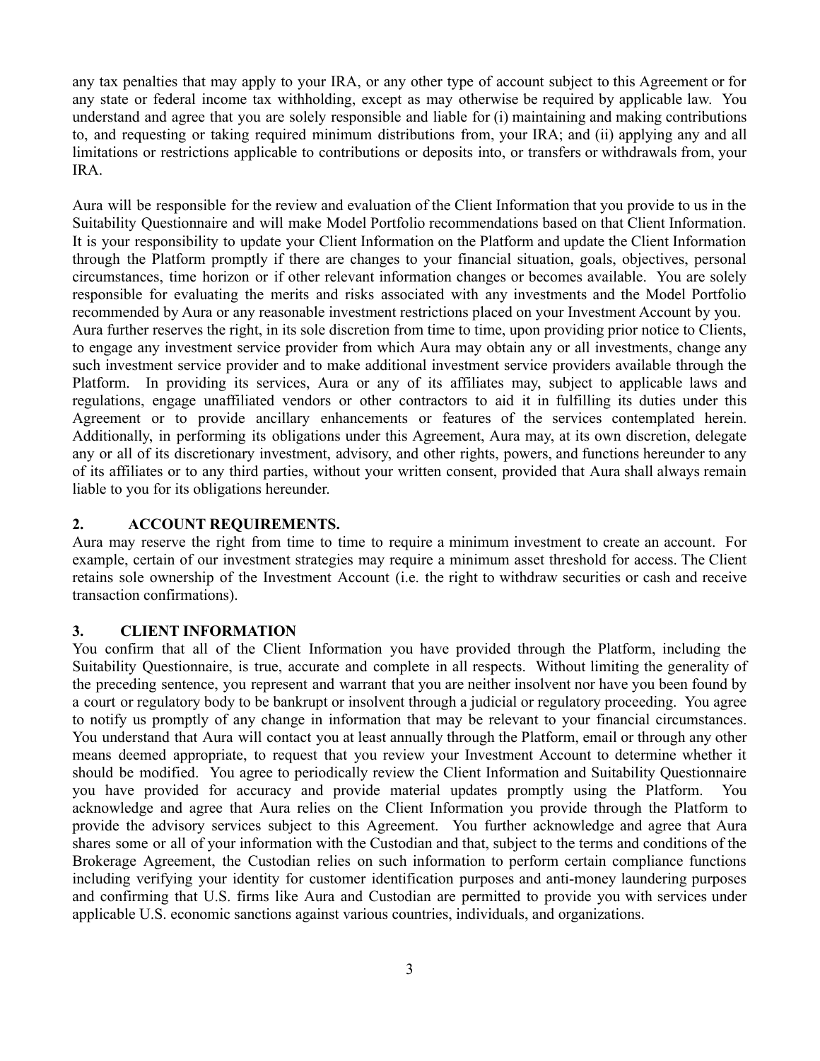any tax penalties that may apply to your IRA, or any other type of account subject to this Agreement or for any state or federal income tax withholding, except as may otherwise be required by applicable law. You understand and agree that you are solely responsible and liable for (i) maintaining and making contributions to, and requesting or taking required minimum distributions from, your IRA; and (ii) applying any and all limitations or restrictions applicable to contributions or deposits into, or transfers or withdrawals from, your IRA.

Aura will be responsible for the review and evaluation of the Client Information that you provide to us in the Suitability Questionnaire and will make Model Portfolio recommendations based on that Client Information. It is your responsibility to update your Client Information on the Platform and update the Client Information through the Platform promptly if there are changes to your financial situation, goals, objectives, personal circumstances, time horizon or if other relevant information changes or becomes available. You are solely responsible for evaluating the merits and risks associated with any investments and the Model Portfolio recommended by Aura or any reasonable investment restrictions placed on your Investment Account by you. Aura further reserves the right, in its sole discretion from time to time, upon providing prior notice to Clients, to engage any investment service provider from which Aura may obtain any or all investments, change any such investment service provider and to make additional investment service providers available through the Platform. In providing its services, Aura or any of its affiliates may, subject to applicable laws and regulations, engage unaffiliated vendors or other contractors to aid it in fulfilling its duties under this Agreement or to provide ancillary enhancements or features of the services contemplated herein. Additionally, in performing its obligations under this Agreement, Aura may, at its own discretion, delegate any or all of its discretionary investment, advisory, and other rights, powers, and functions hereunder to any of its affiliates or to any third parties, without your written consent, provided that Aura shall always remain liable to you for its obligations hereunder.

**2. ACCOUNT REQUIREMENTS.**

Aura may reserve the right from time to time to require a minimum investment to create an account. For example, certain of our investment strategies may require a minimum asset threshold for access. The Client retains sole ownership of the Investment Account (i.e. the right to withdraw securities or cash and receive transaction confirmations).

**3. CLIENT INFORMATION**

You confirm that all of the Client Information you have provided through the Platform, including the Suitability Questionnaire, is true, accurate and complete in all respects. Without limiting the generality of the preceding sentence, you represent and warrant that you are neither insolvent nor have you been found by a court or regulatory body to be bankrupt or insolvent through a judicial or regulatory proceeding. You agree to notify us promptly of any change in information that may be relevant to your financial circumstances. You understand that Aura will contact you at least annually through the Platform, email or through any other means deemed appropriate, to request that you review your Investment Account to determine whether it should be modified. You agree to periodically review the Client Information and Suitability Questionnaire you have provided for accuracy and provide material updates promptly using the Platform. You acknowledge and agree that Aura relies on the Client Information you provide through the Platform to provide the advisory services subject to this Agreement. You further acknowledge and agree that Aura shares some or all of your information with the Custodian and that, subject to the terms and conditions of the Brokerage Agreement, the Custodian relies on such information to perform certain compliance functions including verifying your identity for customer identification purposes and anti-money laundering purposes and confirming that U.S. firms like Aura and Custodian are permitted to provide you with services under applicable U.S. economic sanctions against various countries, individuals, and organizations.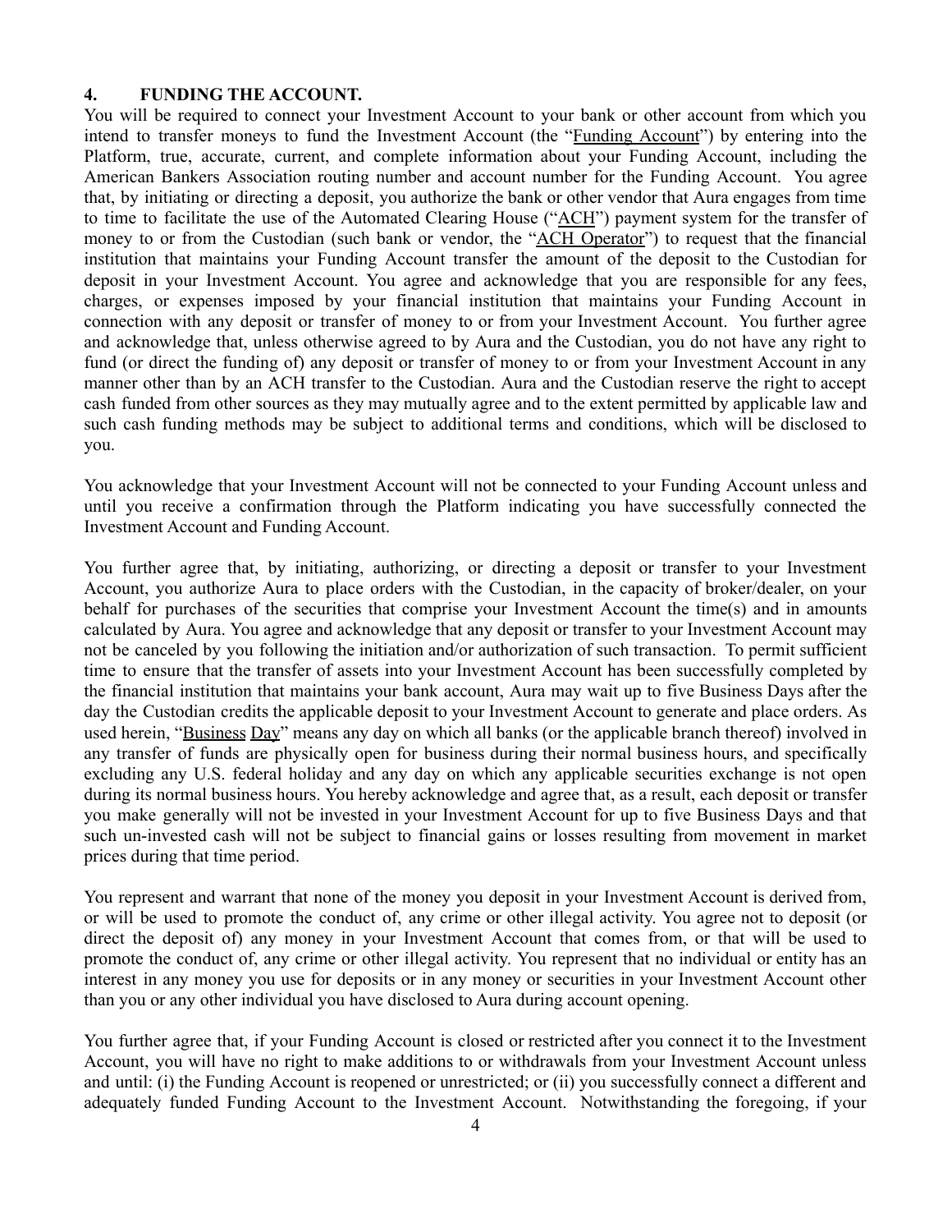## 4. FUNDING THE ACCOUNT.

You will be required to connect your Investment Account to your bank or other account from which you intend to transfer moneys to fund the Investment Account (the "Funding Account") by entering into the Platform, true, accurate, current, and complete information about your Funding Account, including the American Bankers Association routing number and account number for the Funding Account. You agree that, by initiating or directing a deposit, you authorize the bank or other vendor that Aura engages from time to time to facilitate the use of the Automated Clearing House ("ACH") payment system for the transfer of money to or from the Custodian (such bank or vendor, the "ACH Operator") to request that the financial institution that maintains your Funding Account transfer the amount of the deposit to the Custodian for deposit in your Investment Account. You agree and acknowledge that you are responsible for any fees, charges, or expenses imposed by your financial institution that maintains your Funding Account in connection with any deposit or transfer of money to or from your Investment Account. You further agree and acknowledge that, unless otherwise agreed to by Aura and the Custodian, you do not have any right to fund (or direct the funding of) any deposit or transfer of money to or from your Investment Account in any manner other than by an ACH transfer to the Custodian. Aura and the Custodian reserve the right to accept cash funded from other sources as they may mutually agree and to the extent permitted by applicable law and such cash funding methods may be subject to additional terms and conditions, which will be disclosed to you.

You acknowledge that your Investment Account will not be connected to your Funding Account unless and until you receive a confirmation through the Platform indicating you have successfully connected the Investment Account and Funding Account.

You further agree that, by initiating, authorizing, or directing a deposit or transfer to your Investment Account, you authorize Aura to place orders with the Custodian, in the capacity of broker/dealer, on your behalf for purchases of the securities that comprise your Investment Account the time(s) and in amounts calculated by Aura. You agree and acknowledge that any deposit or transfer to your Investment Account may not be canceled by you following the initiation and/or authorization of such transaction. To permit sufficient time to ensure that the transfer of assets into your Investment Account has been successfully completed by the financial institution that maintains your bank account, Aura may wait up to five Business Days after the day the Custodian credits the applicable deposit to your Investment Account to generate and place orders. As used herein, "Business Day" means any day on which all banks (or the applicable branch thereof) involved in any transfer of funds are physically open for business during their normal business hours, and specifically excluding any U.S. federal holiday and any day on which any applicable securities exchange is not open during its normal business hours. You hereby acknowledge and agree that, as a result, each deposit or transfer you make generally will not be invested in your Investment Account for up to five Business Days and that such un-invested cash will not be subject to financial gains or losses resulting from movement in market prices during that time period.

You represent and warrant that none of the money you deposit in your Investment Account is derived from, or will be used to promote the conduct of, any crime or other illegal activity. You agree not to deposit (or direct the deposit of) any money in your Investment Account that comes from, or that will be used to promote the conduct of, any crime or other illegal activity. You represent that no individual or entity has an interest in any money you use for deposits or in any money or securities in your Investment Account other than you or any other individual you have disclosed to Aura during account opening.

You further agree that, if your Funding Account is closed or restricted after you connect it to the Investment Account, you will have no right to make additions to or withdrawals from your Investment Account unless and until: (i) the Funding Account is reopened or unrestricted; or (ii) you successfully connect a different and adequately funded Funding Account to the Investment Account. Notwithstanding the foregoing, if your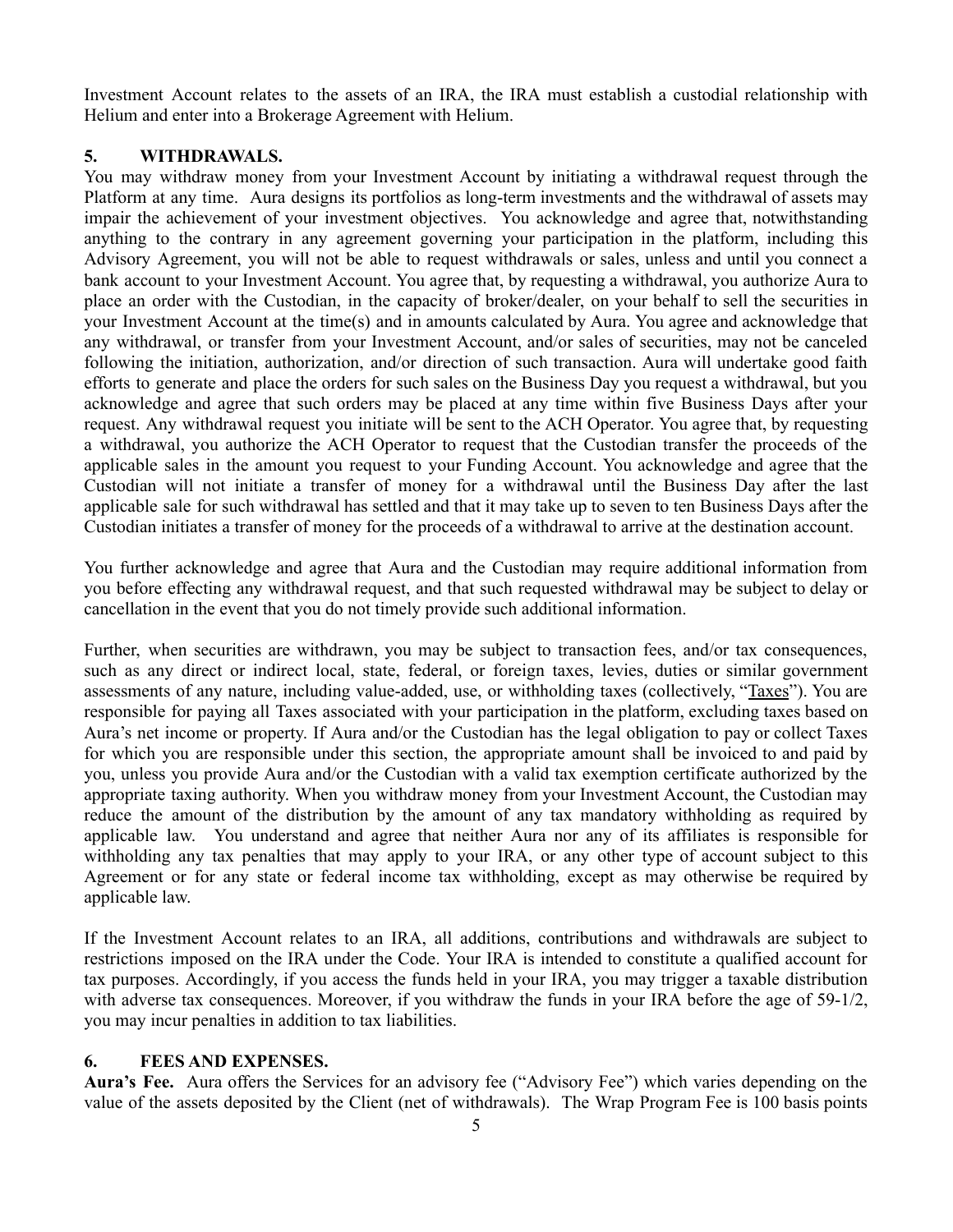Investment Account relates to the assets of an IRA, the IRA must establish a custodial relationship with Helium and enter into a Brokerage Agreement with Helium.

## 5. WITHDRAWALS.

You may withdraw money from your Investment Account by initiating a withdrawal request through the Platform at any time. Aura designs its portfolios as long-term investments and the withdrawal of assets may impair the achievement of your investment objectives. You acknowledge and agree that, notwithstanding anything to the contrary in any agreement governing your participation in the platform, including this Advisory Agreement, you will not be able to request withdrawals or sales, unless and until you connect a bank account to your Investment Account. You agree that, by requesting a withdrawal, you authorize Aura to place an order with the Custodian, in the capacity of broker/dealer, on your behalf to sell the securities in your Investment Account at the time(s) and in amounts calculated by Aura. You agree and acknowledge that any withdrawal, or transfer from your Investment Account, and/or sales of securities, may not be canceled following the initiation, authorization, and/or direction of such transaction. Aura will undertake good faith efforts to generate and place the orders for such sales on the Business Day you request a withdrawal, but you acknowledge and agree that such orders may be placed at any time within five Business Days after your request. Any withdrawal request you initiate will be sent to the ACH Operator. You agree that, by requesting a withdrawal, you authorize the ACH Operator to request that the Custodian transfer the proceeds of the applicable sales in the amount you request to your Funding Account. You acknowledge and agree that the Custodian will not initiate a transfer of money for a withdrawal until the Business Day after the last applicable sale for such withdrawal has settled and that it may take up to seven to ten Business Days after the Custodian initiates a transfer of money for the proceeds of a withdrawal to arrive at the destination account.

You further acknowledge and agree that Aura and the Custodian may require additional information from you before effecting any withdrawal request, and that such requested withdrawal may be subject to delay or cancellation in the event that you do not timely provide such additional information.

Further, when securities are withdrawn, you may be subject to transaction fees, and/or tax consequences, such as any direct or indirect local, state, federal, or foreign taxes, levies, duties or similar government assessments of any nature, including value-added, use, or withholding taxes (collectively, "Taxes"). You are responsible for paying all Taxes associated with your participation in the platform, excluding taxes based on Aura's net income or property. If Aura and/or the Custodian has the legal obligation to pay or collect Taxes for which you are responsible under this section, the appropriate amount shall be invoiced to and paid by you, unless you provide Aura and/or the Custodian with a valid tax exemption certificate authorized by the appropriate taxing authority. When you withdraw money from your Investment Account, the Custodian may reduce the amount of the distribution by the amount of any tax mandatory withholding as required by applicable law. You understand and agree that neither Aura nor any of its affiliates is responsible for withholding any tax penalties that may apply to your IRA, or any other type of account subject to this Agreement or for any state or federal income tax withholding, except as may otherwise be required by applicable law.

If the Investment Account relates to an IRA, all additions, contributions and withdrawals are subject to restrictions imposed on the IRA under the Code. Your IRA is intended to constitute a qualified account for tax purposes. Accordingly, if you access the funds held in your IRA, you may trigger a taxable distribution with adverse tax consequences. Moreover, if you withdraw the funds in your IRA before the age of 59-1/2, you may incur penalties in addition to tax liabilities.

## 6. FEES AND EXPENSES.

**Aura's Fee.** Aura offers the Services for an advisory fee ("Advisory Fee") which varies depending on the value of the assets deposited by the Client (net of withdrawals). The Wrap Program Fee is 100 basis points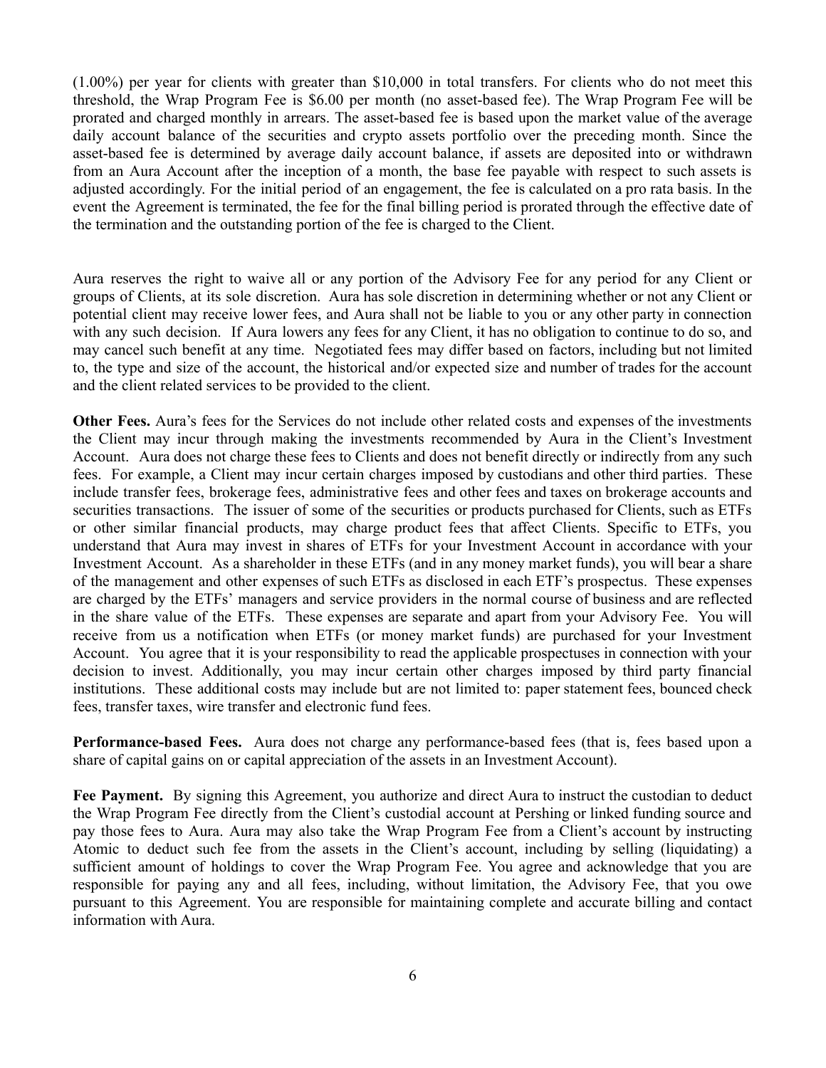(1.00%) per year for clients with greater than $10,000 in total transfers. For clients who do not meet this threshold, the Wrap Program Fee is $6.00 per month (no asset-based fee). The Wrap Program Fee will be prorated and charged monthly in arrears. The asset-based fee is based upon the market value of the average daily account balance of the securities and crypto assets portfolio over the preceding month. Since the asset-based fee is determined by average daily account balance, if assets are deposited into or withdrawn from an Aura Account after the inception of a month, the base fee payable with respect to such assets is adjusted accordingly. For the initial period of an engagement, the fee is calculated on a pro rata basis. In the event the Agreement is terminated, the fee for the final billing period is prorated through the effective date of the termination and the outstanding portion of the fee is charged to the Client.

Aura reserves the right to waive all or any portion of the Advisory Fee for any period for any Client or groups of Clients, at its sole discretion. Aura has sole discretion in determining whether or not any Client or potential client may receive lower fees, and Aura shall not be liable to you or any other party in connection with any such decision. If Aura lowers any fees for any Client, it has no obligation to continue to do so, and may cancel such benefit at any time. Negotiated fees may differ based on factors, including but not limited to, the type and size of the account, the historical and/or expected size and number of trades for the account and the client related services to be provided to the client.

**Other Fees.** Aura's fees for the Services do not include other related costs and expenses of the investments the Client may incur through making the investments recommended by Aura in the Client's Investment Account. Aura does not charge these fees to Clients and does not benefit directly or indirectly from any such fees. For example, a Client may incur certain charges imposed by custodians and other third parties. These include transfer fees, brokerage fees, administrative fees and other fees and taxes on brokerage accounts and securities transactions. The issuer of some of the securities or products purchased for Clients, such as ETFs or other similar financial products, may charge product fees that affect Clients. Specific to ETFs, you understand that Aura may invest in shares of ETFs for your Investment Account in accordance with your Investment Account. As a shareholder in these ETFs (and in any money market funds), you will bear a share of the management and other expenses of such ETFs as disclosed in each ETF's prospectus. These expenses are charged by the ETFs' managers and service providers in the normal course of business and are reflected in the share value of the ETFs. These expenses are separate and apart from your Advisory Fee. You will receive from us a notification when ETFs (or money market funds) are purchased for your Investment Account. You agree that it is your responsibility to read the applicable prospectuses in connection with your decision to invest. Additionally, you may incur certain other charges imposed by third party financial institutions. These additional costs may include but are not limited to: paper statement fees, bounced check fees, transfer taxes, wire transfer and electronic fund fees.

**Performance-based Fees.** Aura does not charge any performance-based fees (that is, fees based upon a share of capital gains on or capital appreciation of the assets in an Investment Account).

**Fee Payment.** By signing this Agreement, you authorize and direct Aura to instruct the custodian to deduct the Wrap Program Fee directly from the Client's custodial account at Pershing or linked funding source and pay those fees to Aura. Aura may also take the Wrap Program Fee from a Client's account by instructing Atomic to deduct such fee from the assets in the Client's account, including by selling (liquidating) a sufficient amount of holdings to cover the Wrap Program Fee. You agree and acknowledge that you are responsible for paying any and all fees, including, without limitation, the Advisory Fee, that you owe pursuant to this Agreement. You are responsible for maintaining complete and accurate billing and contact information with Aura.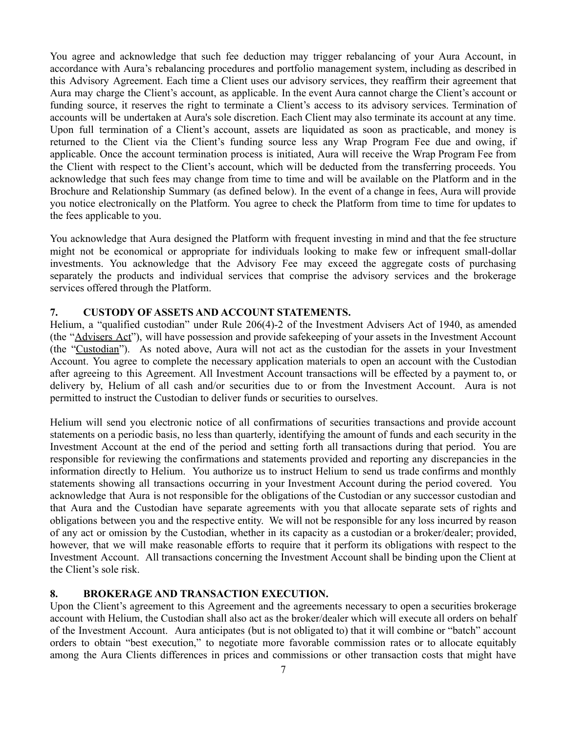You agree and acknowledge that such fee deduction may trigger rebalancing of your Aura Account, in accordance with Aura's rebalancing procedures and portfolio management system, including as described in this Advisory Agreement. Each time a Client uses our advisory services, they reaffirm their agreement that Aura may charge the Client's account, as applicable. In the event Aura cannot charge the Client's account or funding source, it reserves the right to terminate a Client's access to its advisory services. Termination of accounts will be undertaken at Aura's sole discretion. Each Client may also terminate its account at any time. Upon full termination of a Client's account, assets are liquidated as soon as practicable, and money is returned to the Client via the Client's funding source less any Wrap Program Fee due and owing, if applicable. Once the account termination process is initiated, Aura will receive the Wrap Program Fee from the Client with respect to the Client's account, which will be deducted from the transferring proceeds. You acknowledge that such fees may change from time to time and will be available on the Platform and in the Brochure and Relationship Summary (as defined below). In the event of a change in fees, Aura will provide you notice electronically on the Platform. You agree to check the Platform from time to time for updates to the fees applicable to you.

You acknowledge that Aura designed the Platform with frequent investing in mind and that the fee structure might not be economical or appropriate for individuals looking to make few or infrequent small-dollar investments. You acknowledge that the Advisory Fee may exceed the aggregate costs of purchasing separately the products and individual services that comprise the advisory services and the brokerage services offered through the Platform.

**7. CUSTODY OF ASSETS AND ACCOUNT STATEMENTS.**

Helium, a "qualified custodian" under Rule 206(4)-2 of the Investment Advisers Act of 1940, as amended (the "Advisers Act"), will have possession and provide safekeeping of your assets in the Investment Account (the "Custodian"). As noted above, Aura will not act as the custodian for the assets in your Investment Account. You agree to complete the necessary application materials to open an account with the Custodian after agreeing to this Agreement. All Investment Account transactions will be effected by a payment to, or delivery by, Helium of all cash and/or securities due to or from the Investment Account. Aura is not permitted to instruct the Custodian to deliver funds or securities to ourselves.

Helium will send you electronic notice of all confirmations of securities transactions and provide account statements on a periodic basis, no less than quarterly, identifying the amount of funds and each security in the Investment Account at the end of the period and setting forth all transactions during that period. You are responsible for reviewing the confirmations and statements provided and reporting any discrepancies in the information directly to Helium. You authorize us to instruct Helium to send us trade confirms and monthly statements showing all transactions occurring in your Investment Account during the period covered. You acknowledge that Aura is not responsible for the obligations of the Custodian or any successor custodian and that Aura and the Custodian have separate agreements with you that allocate separate sets of rights and obligations between you and the respective entity. We will not be responsible for any loss incurred by reason of any act or omission by the Custodian, whether in its capacity as a custodian or a broker/dealer; provided, however, that we will make reasonable efforts to require that it perform its obligations with respect to the Investment Account. All transactions concerning the Investment Account shall be binding upon the Client at the Client's sole risk.

**8. BROKERAGE AND TRANSACTION EXECUTION.**

Upon the Client's agreement to this Agreement and the agreements necessary to open a securities brokerage account with Helium, the Custodian shall also act as the broker/dealer which will execute all orders on behalf of the Investment Account. Aura anticipates (but is not obligated to) that it will combine or "batch" account orders to obtain "best execution," to negotiate more favorable commission rates or to allocate equitably among the Aura Clients differences in prices and commissions or other transaction costs that might have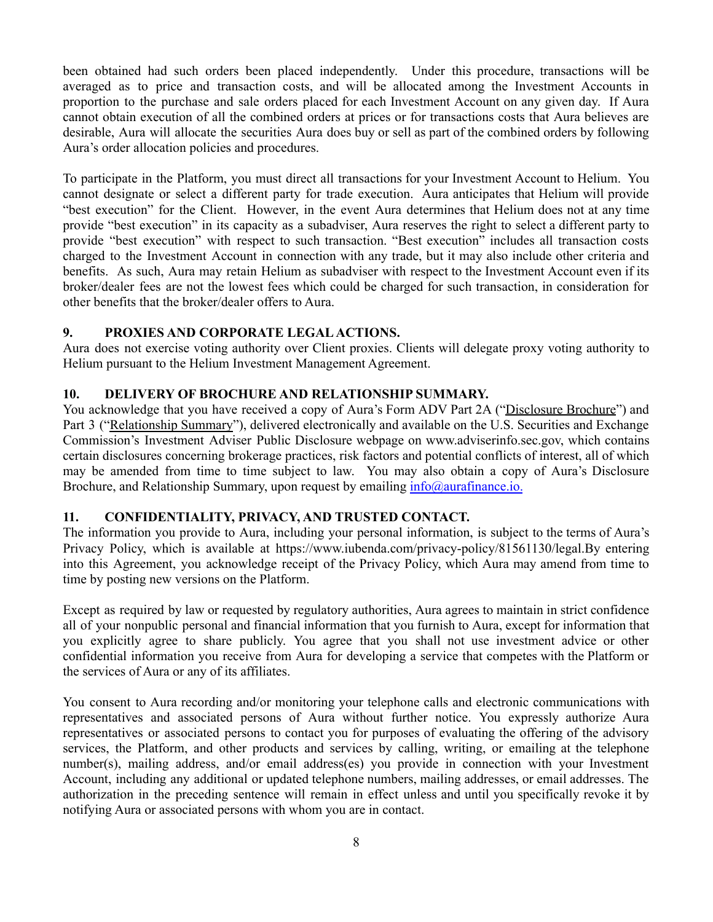been obtained had such orders been placed independently. Under this procedure, transactions will be averaged as to price and transaction costs, and will be allocated among the Investment Accounts in proportion to the purchase and sale orders placed for each Investment Account on any given day. If Aura cannot obtain execution of all the combined orders at prices or for transactions costs that Aura believes are desirable, Aura will allocate the securities Aura does buy or sell as part of the combined orders by following Aura's order allocation policies and procedures.

To participate in the Platform, you must direct all transactions for your Investment Account to Helium. You cannot designate or select a different party for trade execution. Aura anticipates that Helium will provide "best execution" for the Client. However, in the event Aura determines that Helium does not at any time provide "best execution" in its capacity as a subadviser, Aura reserves the right to select a different party to provide "best execution" with respect to such transaction. "Best execution" includes all transaction costs charged to the Investment Account in connection with any trade, but it may also include other criteria and benefits. As such, Aura may retain Helium as subadviser with respect to the Investment Account even if its broker/dealer fees are not the lowest fees which could be charged for such transaction, in consideration for other benefits that the broker/dealer offers to Aura.

**9. PROXIES AND CORPORATE LEGAL ACTIONS.**
Aura does not exercise voting authority over Client proxies. Clients will delegate proxy voting authority to Helium pursuant to the Helium Investment Management Agreement.

**10. DELIVERY OF BROCHURE AND RELATIONSHIP SUMMARY.**
You acknowledge that you have received a copy of Aura's Form ADV Part 2A ("Disclosure Brochure") and Part 3 ("Relationship Summary"), delivered electronically and available on the U.S. Securities and Exchange Commission's Investment Adviser Public Disclosure webpage on www.adviserinfo.sec.gov, which contains certain disclosures concerning brokerage practices, risk factors and potential conflicts of interest, all of which may be amended from time to time subject to law. You may also obtain a copy of Aura's Disclosure Brochure, and Relationship Summary, upon request by emailing info@aurafinance.io.

**11. CONFIDENTIALITY, PRIVACY, AND TRUSTED CONTACT.**
The information you provide to Aura, including your personal information, is subject to the terms of Aura's Privacy Policy, which is available at https://www.iubenda.com/privacy-policy/81561130/legal.By entering into this Agreement, you acknowledge receipt of the Privacy Policy, which Aura may amend from time to time by posting new versions on the Platform.

Except as required by law or requested by regulatory authorities, Aura agrees to maintain in strict confidence all of your nonpublic personal and financial information that you furnish to Aura, except for information that you explicitly agree to share publicly. You agree that you shall not use investment advice or other confidential information you receive from Aura for developing a service that competes with the Platform or the services of Aura or any of its affiliates.

You consent to Aura recording and/or monitoring your telephone calls and electronic communications with representatives and associated persons of Aura without further notice. You expressly authorize Aura representatives or associated persons to contact you for purposes of evaluating the offering of the advisory services, the Platform, and other products and services by calling, writing, or emailing at the telephone number(s), mailing address, and/or email address(es) you provide in connection with your Investment Account, including any additional or updated telephone numbers, mailing addresses, or email addresses. The authorization in the preceding sentence will remain in effect unless and until you specifically revoke it by notifying Aura or associated persons with whom you are in contact.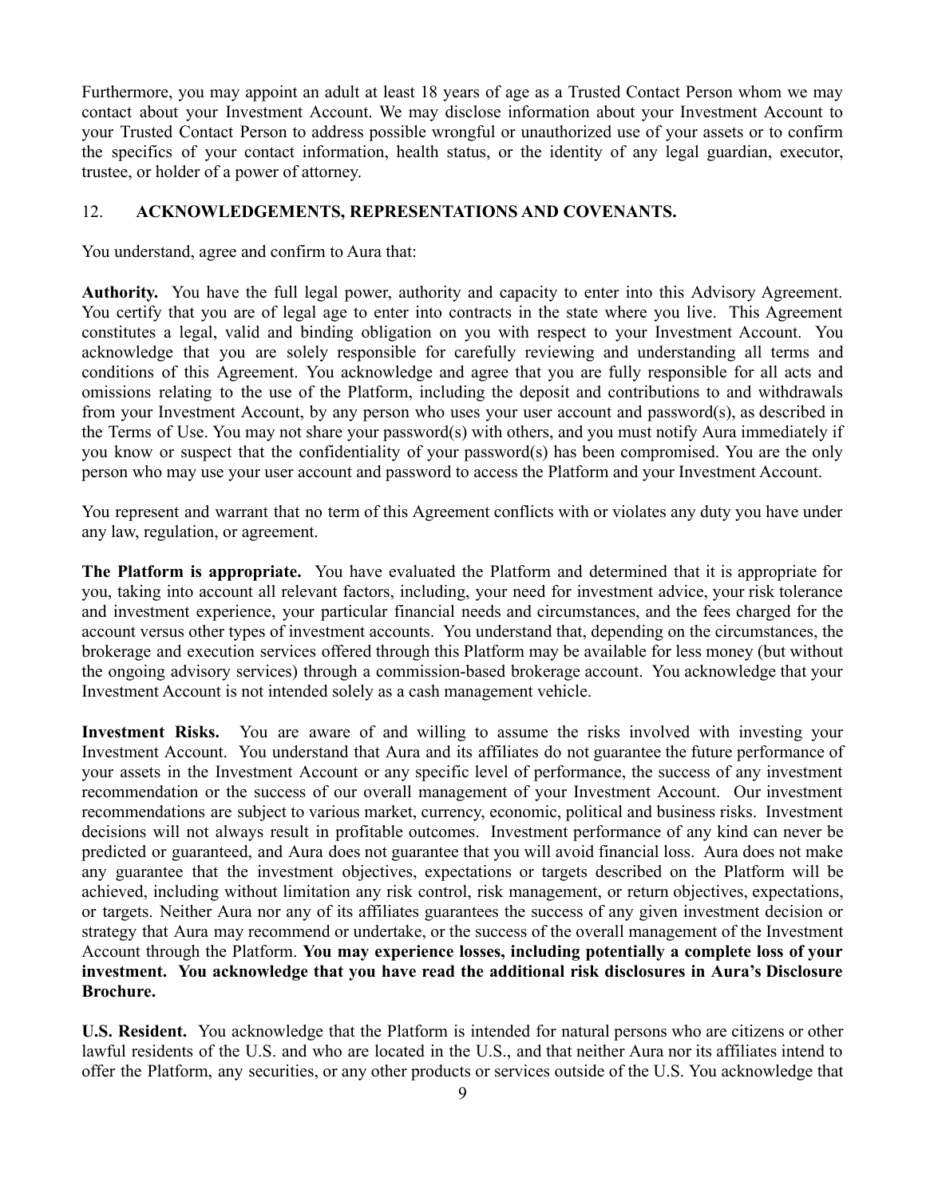Furthermore, you may appoint an adult at least 18 years of age as a Trusted Contact Person whom we may contact about your Investment Account. We may disclose information about your Investment Account to your Trusted Contact Person to address possible wrongful or unauthorized use of your assets or to confirm the specifics of your contact information, health status, or the identity of any legal guardian, executor, trustee, or holder of a power of attorney.

## 12. ACKNOWLEDGEMENTS, REPRESENTATIONS AND COVENANTS.

You understand, agree and confirm to Aura that:

**Authority.** You have the full legal power, authority and capacity to enter into this Advisory Agreement. You certify that you are of legal age to enter into contracts in the state where you live. This Agreement constitutes a legal, valid and binding obligation on you with respect to your Investment Account. You acknowledge that you are solely responsible for carefully reviewing and understanding all terms and conditions of this Agreement. You acknowledge and agree that you are fully responsible for all acts and omissions relating to the use of the Platform, including the deposit and contributions to and withdrawals from your Investment Account, by any person who uses your user account and password(s), as described in the Terms of Use. You may not share your password(s) with others, and you must notify Aura immediately if you know or suspect that the confidentiality of your password(s) has been compromised. You are the only person who may use your user account and password to access the Platform and your Investment Account.

You represent and warrant that no term of this Agreement conflicts with or violates any duty you have under any law, regulation, or agreement.

**The Platform is appropriate.** You have evaluated the Platform and determined that it is appropriate for you, taking into account all relevant factors, including, your need for investment advice, your risk tolerance and investment experience, your particular financial needs and circumstances, and the fees charged for the account versus other types of investment accounts. You understand that, depending on the circumstances, the brokerage and execution services offered through this Platform may be available for less money (but without the ongoing advisory services) through a commission-based brokerage account. You acknowledge that your Investment Account is not intended solely as a cash management vehicle.

**Investment Risks.** You are aware of and willing to assume the risks involved with investing your Investment Account. You understand that Aura and its affiliates do not guarantee the future performance of your assets in the Investment Account or any specific level of performance, the success of any investment recommendation or the success of our overall management of your Investment Account. Our investment recommendations are subject to various market, currency, economic, political and business risks. Investment decisions will not always result in profitable outcomes. Investment performance of any kind can never be predicted or guaranteed, and Aura does not guarantee that you will avoid financial loss. Aura does not make any guarantee that the investment objectives, expectations or targets described on the Platform will be achieved, including without limitation any risk control, risk management, or return objectives, expectations, or targets. Neither Aura nor any of its affiliates guarantees the success of any given investment decision or strategy that Aura may recommend or undertake, or the success of the overall management of the Investment Account through the Platform. **You may experience losses, including potentially a complete loss of your investment. You acknowledge that you have read the additional risk disclosures in Aura's Disclosure Brochure.**

**U.S. Resident.** You acknowledge that the Platform is intended for natural persons who are citizens or other lawful residents of the U.S. and who are located in the U.S., and that neither Aura nor its affiliates intend to offer the Platform, any securities, or any other products or services outside of the U.S. You acknowledge that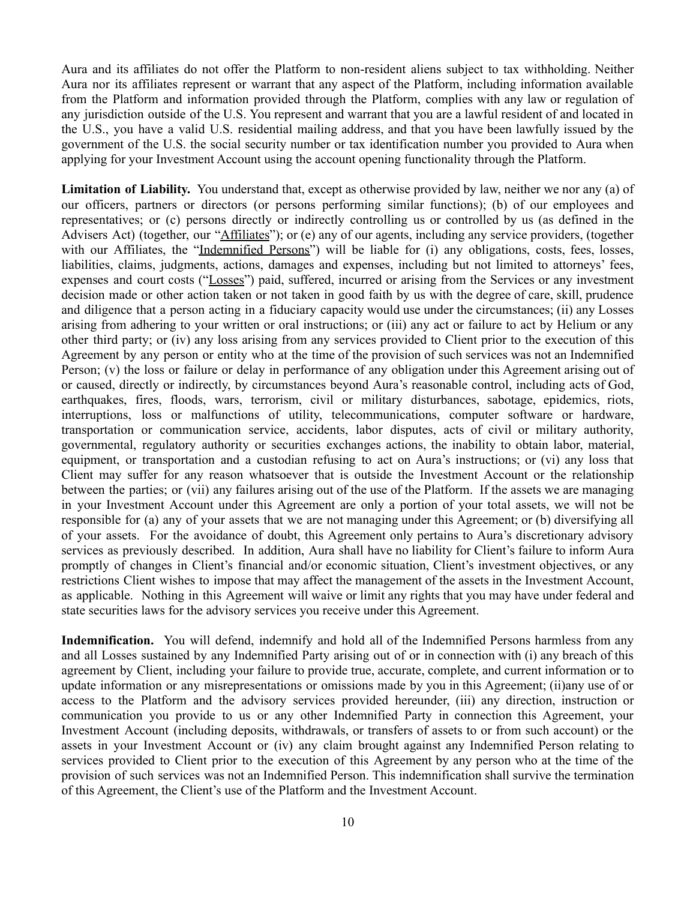Aura and its affiliates do not offer the Platform to non-resident aliens subject to tax withholding. Neither Aura nor its affiliates represent or warrant that any aspect of the Platform, including information available from the Platform and information provided through the Platform, complies with any law or regulation of any jurisdiction outside of the U.S. You represent and warrant that you are a lawful resident of and located in the U.S., you have a valid U.S. residential mailing address, and that you have been lawfully issued by the government of the U.S. the social security number or tax identification number you provided to Aura when applying for your Investment Account using the account opening functionality through the Platform.

**Limitation of Liability.** You understand that, except as otherwise provided by law, neither we nor any (a) of our officers, partners or directors (or persons performing similar functions); (b) of our employees and representatives; or (c) persons directly or indirectly controlling us or controlled by us (as defined in the Advisers Act) (together, our "Affiliates"); or (e) any of our agents, including any service providers, (together with our Affiliates, the "Indemnified Persons") will be liable for (i) any obligations, costs, fees, losses, liabilities, claims, judgments, actions, damages and expenses, including but not limited to attorneys' fees, expenses and court costs ("Losses") paid, suffered, incurred or arising from the Services or any investment decision made or other action taken or not taken in good faith by us with the degree of care, skill, prudence and diligence that a person acting in a fiduciary capacity would use under the circumstances; (ii) any Losses arising from adhering to your written or oral instructions; or (iii) any act or failure to act by Helium or any other third party; or (iv) any loss arising from any services provided to Client prior to the execution of this Agreement by any person or entity who at the time of the provision of such services was not an Indemnified Person; (v) the loss or failure or delay in performance of any obligation under this Agreement arising out of or caused, directly or indirectly, by circumstances beyond Aura's reasonable control, including acts of God, earthquakes, fires, floods, wars, terrorism, civil or military disturbances, sabotage, epidemics, riots, interruptions, loss or malfunctions of utility, telecommunications, computer software or hardware, transportation or communication service, accidents, labor disputes, acts of civil or military authority, governmental, regulatory authority or securities exchanges actions, the inability to obtain labor, material, equipment, or transportation and a custodian refusing to act on Aura's instructions; or (vi) any loss that Client may suffer for any reason whatsoever that is outside the Investment Account or the relationship between the parties; or (vii) any failures arising out of the use of the Platform. If the assets we are managing in your Investment Account under this Agreement are only a portion of your total assets, we will not be responsible for (a) any of your assets that we are not managing under this Agreement; or (b) diversifying all of your assets. For the avoidance of doubt, this Agreement only pertains to Aura's discretionary advisory services as previously described. In addition, Aura shall have no liability for Client's failure to inform Aura promptly of changes in Client's financial and/or economic situation, Client's investment objectives, or any restrictions Client wishes to impose that may affect the management of the assets in the Investment Account, as applicable. Nothing in this Agreement will waive or limit any rights that you may have under federal and state securities laws for the advisory services you receive under this Agreement.

**Indemnification.** You will defend, indemnify and hold all of the Indemnified Persons harmless from any and all Losses sustained by any Indemnified Party arising out of or in connection with (i) any breach of this agreement by Client, including your failure to provide true, accurate, complete, and current information or to update information or any misrepresentations or omissions made by you in this Agreement; (ii)any use of or access to the Platform and the advisory services provided hereunder, (iii) any direction, instruction or communication you provide to us or any other Indemnified Party in connection this Agreement, your Investment Account (including deposits, withdrawals, or transfers of assets to or from such account) or the assets in your Investment Account or (iv) any claim brought against any Indemnified Person relating to services provided to Client prior to the execution of this Agreement by any person who at the time of the provision of such services was not an Indemnified Person. This indemnification shall survive the termination of this Agreement, the Client's use of the Platform and the Investment Account.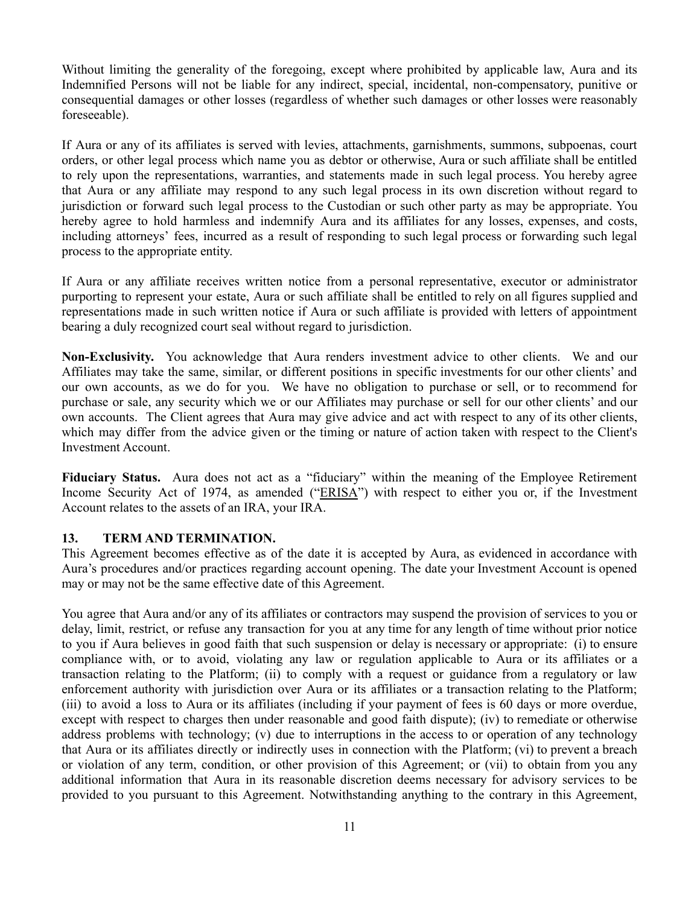Without limiting the generality of the foregoing, except where prohibited by applicable law, Aura and its Indemnified Persons will not be liable for any indirect, special, incidental, non-compensatory, punitive or consequential damages or other losses (regardless of whether such damages or other losses were reasonably foreseeable).

If Aura or any of its affiliates is served with levies, attachments, garnishments, summons, subpoenas, court orders, or other legal process which name you as debtor or otherwise, Aura or such affiliate shall be entitled to rely upon the representations, warranties, and statements made in such legal process. You hereby agree that Aura or any affiliate may respond to any such legal process in its own discretion without regard to jurisdiction or forward such legal process to the Custodian or such other party as may be appropriate. You hereby agree to hold harmless and indemnify Aura and its affiliates for any losses, expenses, and costs, including attorneys' fees, incurred as a result of responding to such legal process or forwarding such legal process to the appropriate entity.

If Aura or any affiliate receives written notice from a personal representative, executor or administrator purporting to represent your estate, Aura or such affiliate shall be entitled to rely on all figures supplied and representations made in such written notice if Aura or such affiliate is provided with letters of appointment bearing a duly recognized court seal without regard to jurisdiction.

**Non-Exclusivity.** You acknowledge that Aura renders investment advice to other clients. We and our Affiliates may take the same, similar, or different positions in specific investments for our other clients' and our own accounts, as we do for you. We have no obligation to purchase or sell, or to recommend for purchase or sale, any security which we or our Affiliates may purchase or sell for our other clients' and our own accounts. The Client agrees that Aura may give advice and act with respect to any of its other clients, which may differ from the advice given or the timing or nature of action taken with respect to the Client's Investment Account.

**Fiduciary Status.** Aura does not act as a "fiduciary" within the meaning of the Employee Retirement Income Security Act of 1974, as amended ("ERISA") with respect to either you or, if the Investment Account relates to the assets of an IRA, your IRA.

## 13. TERM AND TERMINATION.

This Agreement becomes effective as of the date it is accepted by Aura, as evidenced in accordance with Aura's procedures and/or practices regarding account opening. The date your Investment Account is opened may or may not be the same effective date of this Agreement.

You agree that Aura and/or any of its affiliates or contractors may suspend the provision of services to you or delay, limit, restrict, or refuse any transaction for you at any time for any length of time without prior notice to you if Aura believes in good faith that such suspension or delay is necessary or appropriate: (i) to ensure compliance with, or to avoid, violating any law or regulation applicable to Aura or its affiliates or a transaction relating to the Platform; (ii) to comply with a request or guidance from a regulatory or law enforcement authority with jurisdiction over Aura or its affiliates or a transaction relating to the Platform; (iii) to avoid a loss to Aura or its affiliates (including if your payment of fees is 60 days or more overdue, except with respect to charges then under reasonable and good faith dispute); (iv) to remediate or otherwise address problems with technology; (v) due to interruptions in the access to or operation of any technology that Aura or its affiliates directly or indirectly uses in connection with the Platform; (vi) to prevent a breach or violation of any term, condition, or other provision of this Agreement; or (vii) to obtain from you any additional information that Aura in its reasonable discretion deems necessary for advisory services to be provided to you pursuant to this Agreement. Notwithstanding anything to the contrary in this Agreement,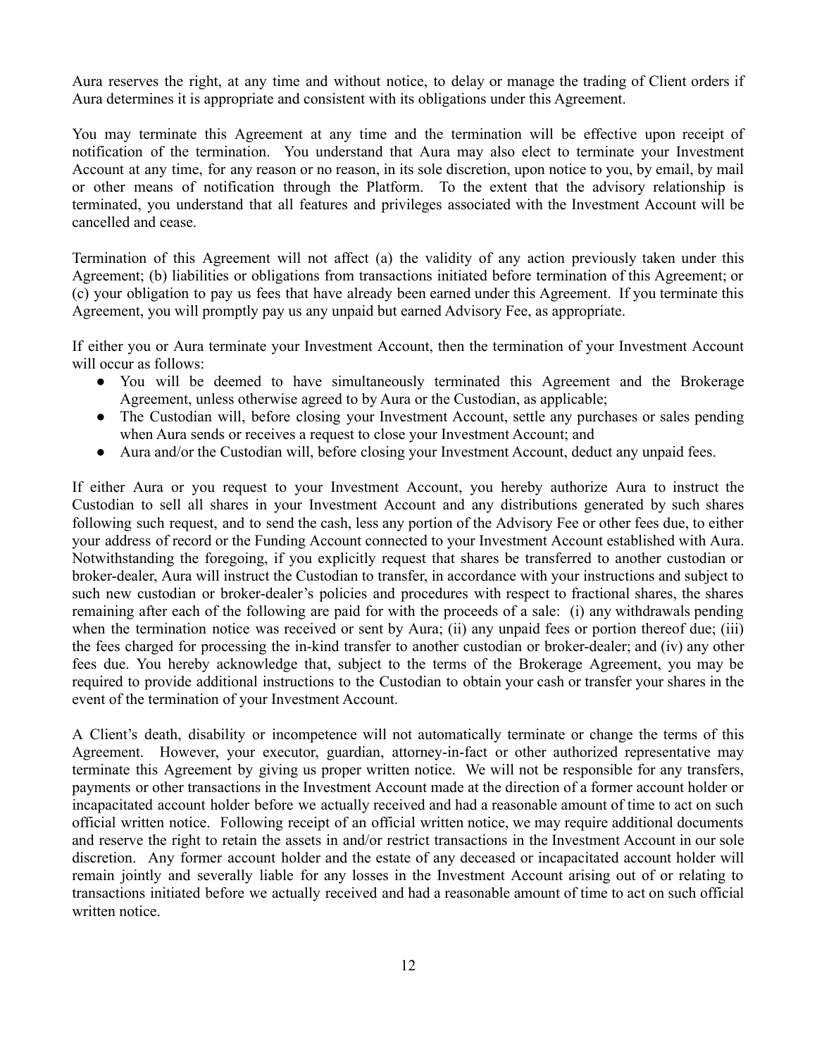Aura reserves the right, at any time and without notice, to delay or manage the trading of Client orders if Aura determines it is appropriate and consistent with its obligations under this Agreement.

You may terminate this Agreement at any time and the termination will be effective upon receipt of notification of the termination. You understand that Aura may also elect to terminate your Investment Account at any time, for any reason or no reason, in its sole discretion, upon notice to you, by email, by mail or other means of notification through the Platform. To the extent that the advisory relationship is terminated, you understand that all features and privileges associated with the Investment Account will be cancelled and cease.

Termination of this Agreement will not affect (a) the validity of any action previously taken under this Agreement; (b) liabilities or obligations from transactions initiated before termination of this Agreement; or (c) your obligation to pay us fees that have already been earned under this Agreement. If you terminate this Agreement, you will promptly pay us any unpaid but earned Advisory Fee, as appropriate.

If either you or Aura terminate your Investment Account, then the termination of your Investment Account will occur as follows:

- You will be deemed to have simultaneously terminated this Agreement and the Brokerage Agreement, unless otherwise agreed to by Aura or the Custodian, as applicable;
- The Custodian will, before closing your Investment Account, settle any purchases or sales pending when Aura sends or receives a request to close your Investment Account; and
- Aura and/or the Custodian will, before closing your Investment Account, deduct any unpaid fees.

If either Aura or you request to your Investment Account, you hereby authorize Aura to instruct the Custodian to sell all shares in your Investment Account and any distributions generated by such shares following such request, and to send the cash, less any portion of the Advisory Fee or other fees due, to either your address of record or the Funding Account connected to your Investment Account established with Aura. Notwithstanding the foregoing, if you explicitly request that shares be transferred to another custodian or broker-dealer, Aura will instruct the Custodian to transfer, in accordance with your instructions and subject to such new custodian or broker-dealer's policies and procedures with respect to fractional shares, the shares remaining after each of the following are paid for with the proceeds of a sale: (i) any withdrawals pending when the termination notice was received or sent by Aura; (ii) any unpaid fees or portion thereof due; (iii) the fees charged for processing the in-kind transfer to another custodian or broker-dealer; and (iv) any other fees due. You hereby acknowledge that, subject to the terms of the Brokerage Agreement, you may be required to provide additional instructions to the Custodian to obtain your cash or transfer your shares in the event of the termination of your Investment Account.

A Client's death, disability or incompetence will not automatically terminate or change the terms of this Agreement. However, your executor, guardian, attorney-in-fact or other authorized representative may terminate this Agreement by giving us proper written notice. We will not be responsible for any transfers, payments or other transactions in the Investment Account made at the direction of a former account holder or incapacitated account holder before we actually received and had a reasonable amount of time to act on such official written notice. Following receipt of an official written notice, we may require additional documents and reserve the right to retain the assets in and/or restrict transactions in the Investment Account in our sole discretion. Any former account holder and the estate of any deceased or incapacitated account holder will remain jointly and severally liable for any losses in the Investment Account arising out of or relating to transactions initiated before we actually received and had a reasonable amount of time to act on such official written notice.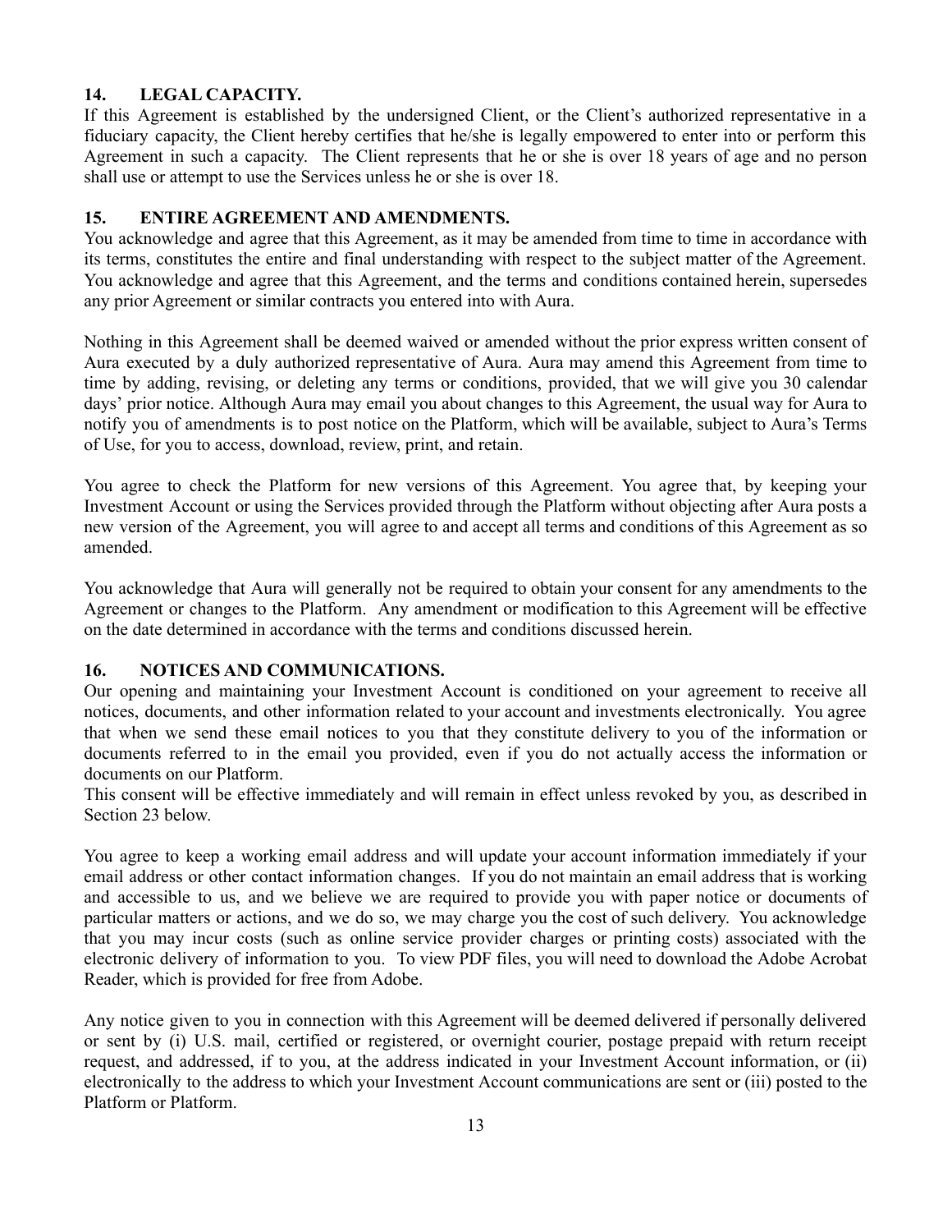## 14. LEGAL CAPACITY.

If this Agreement is established by the undersigned Client, or the Client's authorized representative in a fiduciary capacity, the Client hereby certifies that he/she is legally empowered to enter into or perform this Agreement in such a capacity. The Client represents that he or she is over 18 years of age and no person shall use or attempt to use the Services unless he or she is over 18.

## 15. ENTIRE AGREEMENT AND AMENDMENTS.

You acknowledge and agree that this Agreement, as it may be amended from time to time in accordance with its terms, constitutes the entire and final understanding with respect to the subject matter of the Agreement. You acknowledge and agree that this Agreement, and the terms and conditions contained herein, supersedes any prior Agreement or similar contracts you entered into with Aura.

Nothing in this Agreement shall be deemed waived or amended without the prior express written consent of Aura executed by a duly authorized representative of Aura. Aura may amend this Agreement from time to time by adding, revising, or deleting any terms or conditions, provided, that we will give you 30 calendar days' prior notice. Although Aura may email you about changes to this Agreement, the usual way for Aura to notify you of amendments is to post notice on the Platform, which will be available, subject to Aura's Terms of Use, for you to access, download, review, print, and retain.

You agree to check the Platform for new versions of this Agreement. You agree that, by keeping your Investment Account or using the Services provided through the Platform without objecting after Aura posts a new version of the Agreement, you will agree to and accept all terms and conditions of this Agreement as so amended.

You acknowledge that Aura will generally not be required to obtain your consent for any amendments to the Agreement or changes to the Platform. Any amendment or modification to this Agreement will be effective on the date determined in accordance with the terms and conditions discussed herein.

## 16. NOTICES AND COMMUNICATIONS.

Our opening and maintaining your Investment Account is conditioned on your agreement to receive all notices, documents, and other information related to your account and investments electronically. You agree that when we send these email notices to you that they constitute delivery to you of the information or documents referred to in the email you provided, even if you do not actually access the information or documents on our Platform.

This consent will be effective immediately and will remain in effect unless revoked by you, as described in Section 23 below.

You agree to keep a working email address and will update your account information immediately if your email address or other contact information changes. If you do not maintain an email address that is working and accessible to us, and we believe we are required to provide you with paper notice or documents of particular matters or actions, and we do so, we may charge you the cost of such delivery. You acknowledge that you may incur costs (such as online service provider charges or printing costs) associated with the electronic delivery of information to you. To view PDF files, you will need to download the Adobe Acrobat Reader, which is provided for free from Adobe.

Any notice given to you in connection with this Agreement will be deemed delivered if personally delivered or sent by (i) U.S. mail, certified or registered, or overnight courier, postage prepaid with return receipt request, and addressed, if to you, at the address indicated in your Investment Account information, or (ii) electronically to the address to which your Investment Account communications are sent or (iii) posted to the Platform or Platform.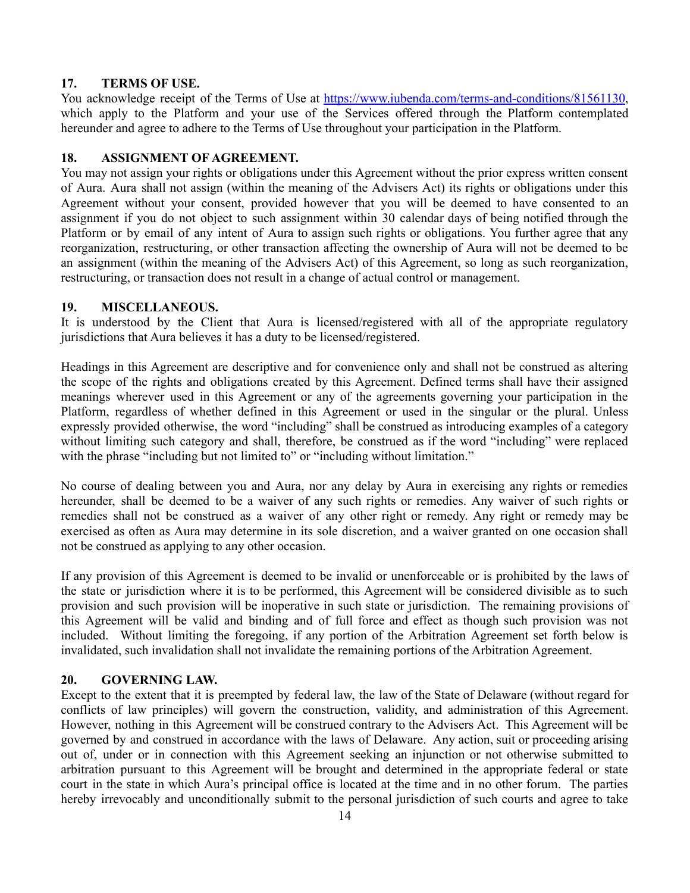## 17. TERMS OF USE.

You acknowledge receipt of the Terms of Use at https://www.iubenda.com/terms-and-conditions/81561130, which apply to the Platform and your use of the Services offered through the Platform contemplated hereunder and agree to adhere to the Terms of Use throughout your participation in the Platform.

## 18. ASSIGNMENT OF AGREEMENT.

You may not assign your rights or obligations under this Agreement without the prior express written consent of Aura. Aura shall not assign (within the meaning of the Advisers Act) its rights or obligations under this Agreement without your consent, provided however that you will be deemed to have consented to an assignment if you do not object to such assignment within 30 calendar days of being notified through the Platform or by email of any intent of Aura to assign such rights or obligations. You further agree that any reorganization, restructuring, or other transaction affecting the ownership of Aura will not be deemed to be an assignment (within the meaning of the Advisers Act) of this Agreement, so long as such reorganization, restructuring, or transaction does not result in a change of actual control or management.

## 19. MISCELLANEOUS.

It is understood by the Client that Aura is licensed/registered with all of the appropriate regulatory jurisdictions that Aura believes it has a duty to be licensed/registered.

Headings in this Agreement are descriptive and for convenience only and shall not be construed as altering the scope of the rights and obligations created by this Agreement. Defined terms shall have their assigned meanings wherever used in this Agreement or any of the agreements governing your participation in the Platform, regardless of whether defined in this Agreement or used in the singular or the plural. Unless expressly provided otherwise, the word "including" shall be construed as introducing examples of a category without limiting such category and shall, therefore, be construed as if the word "including" were replaced with the phrase "including but not limited to" or "including without limitation."

No course of dealing between you and Aura, nor any delay by Aura in exercising any rights or remedies hereunder, shall be deemed to be a waiver of any such rights or remedies. Any waiver of such rights or remedies shall not be construed as a waiver of any other right or remedy. Any right or remedy may be exercised as often as Aura may determine in its sole discretion, and a waiver granted on one occasion shall not be construed as applying to any other occasion.

If any provision of this Agreement is deemed to be invalid or unenforceable or is prohibited by the laws of the state or jurisdiction where it is to be performed, this Agreement will be considered divisible as to such provision and such provision will be inoperative in such state or jurisdiction. The remaining provisions of this Agreement will be valid and binding and of full force and effect as though such provision was not included. Without limiting the foregoing, if any portion of the Arbitration Agreement set forth below is invalidated, such invalidation shall not invalidate the remaining portions of the Arbitration Agreement.

## 20. GOVERNING LAW.

Except to the extent that it is preempted by federal law, the law of the State of Delaware (without regard for conflicts of law principles) will govern the construction, validity, and administration of this Agreement. However, nothing in this Agreement will be construed contrary to the Advisers Act. This Agreement will be governed by and construed in accordance with the laws of Delaware. Any action, suit or proceeding arising out of, under or in connection with this Agreement seeking an injunction or not otherwise submitted to arbitration pursuant to this Agreement will be brought and determined in the appropriate federal or state court in the state in which Aura's principal office is located at the time and in no other forum. The parties hereby irrevocably and unconditionally submit to the personal jurisdiction of such courts and agree to take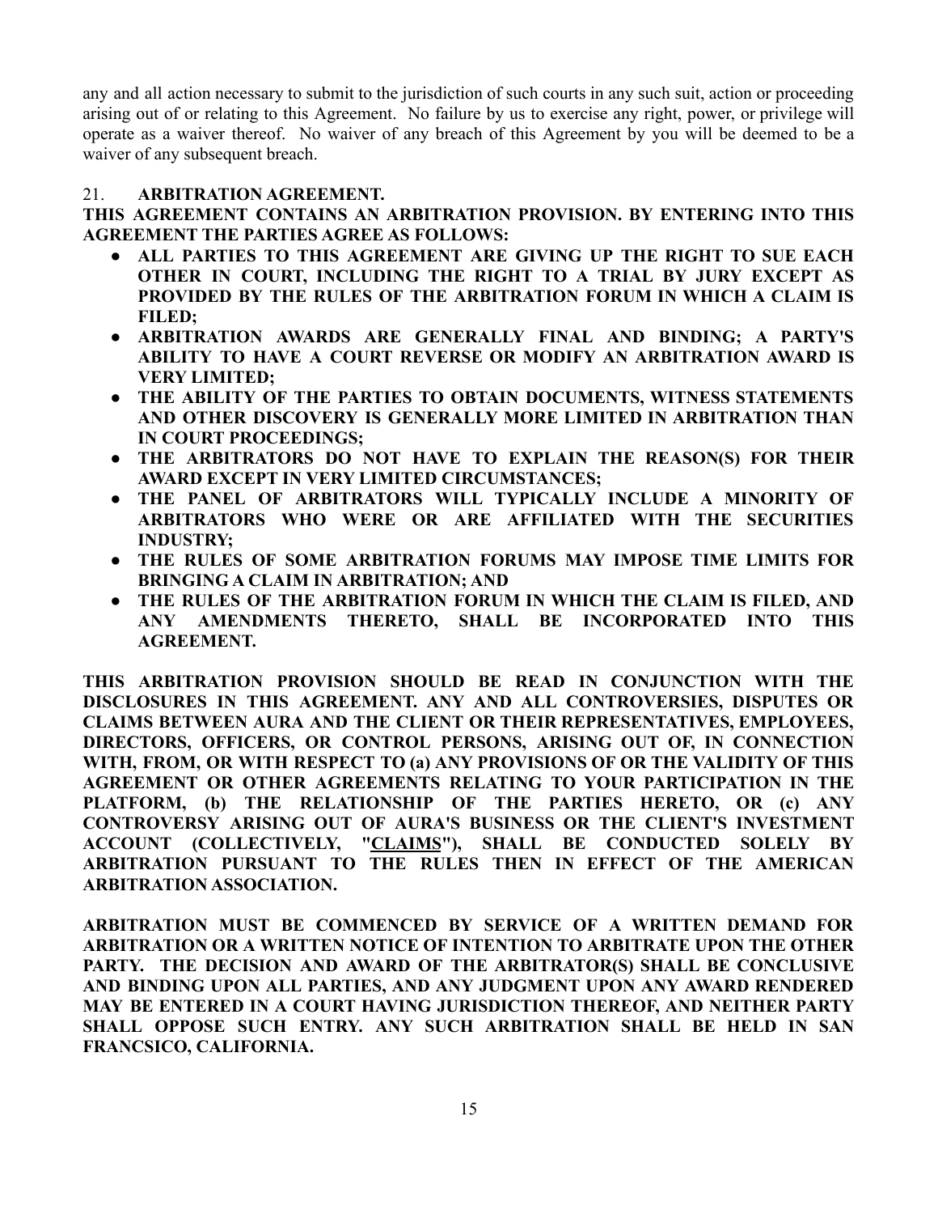any and all action necessary to submit to the jurisdiction of such courts in any such suit, action or proceeding arising out of or relating to this Agreement. No failure by us to exercise any right, power, or privilege will operate as a waiver thereof. No waiver of any breach of this Agreement by you will be deemed to be a waiver of any subsequent breach.

21. **ARBITRATION AGREEMENT.**

**THIS AGREEMENT CONTAINS AN ARBITRATION PROVISION. BY ENTERING INTO THIS AGREEMENT THE PARTIES AGREE AS FOLLOWS:**

- **ALL PARTIES TO THIS AGREEMENT ARE GIVING UP THE RIGHT TO SUE EACH OTHER IN COURT, INCLUDING THE RIGHT TO A TRIAL BY JURY EXCEPT AS PROVIDED BY THE RULES OF THE ARBITRATION FORUM IN WHICH A CLAIM IS FILED;**
- **ARBITRATION AWARDS ARE GENERALLY FINAL AND BINDING; A PARTY'S ABILITY TO HAVE A COURT REVERSE OR MODIFY AN ARBITRATION AWARD IS VERY LIMITED;**
- **THE ABILITY OF THE PARTIES TO OBTAIN DOCUMENTS, WITNESS STATEMENTS AND OTHER DISCOVERY IS GENERALLY MORE LIMITED IN ARBITRATION THAN IN COURT PROCEEDINGS;**
- **THE ARBITRATORS DO NOT HAVE TO EXPLAIN THE REASON(S) FOR THEIR AWARD EXCEPT IN VERY LIMITED CIRCUMSTANCES;**
- **THE PANEL OF ARBITRATORS WILL TYPICALLY INCLUDE A MINORITY OF ARBITRATORS WHO WERE OR ARE AFFILIATED WITH THE SECURITIES INDUSTRY;**
- **THE RULES OF SOME ARBITRATION FORUMS MAY IMPOSE TIME LIMITS FOR BRINGING A CLAIM IN ARBITRATION; AND**
- **THE RULES OF THE ARBITRATION FORUM IN WHICH THE CLAIM IS FILED, AND ANY AMENDMENTS THERETO, SHALL BE INCORPORATED INTO THIS AGREEMENT.**

**THIS ARBITRATION PROVISION SHOULD BE READ IN CONJUNCTION WITH THE DISCLOSURES IN THIS AGREEMENT. ANY AND ALL CONTROVERSIES, DISPUTES OR CLAIMS BETWEEN AURA AND THE CLIENT OR THEIR REPRESENTATIVES, EMPLOYEES, DIRECTORS, OFFICERS, OR CONTROL PERSONS, ARISING OUT OF, IN CONNECTION WITH, FROM, OR WITH RESPECT TO (a) ANY PROVISIONS OF OR THE VALIDITY OF THIS AGREEMENT OR OTHER AGREEMENTS RELATING TO YOUR PARTICIPATION IN THE PLATFORM, (b) THE RELATIONSHIP OF THE PARTIES HERETO, OR (c) ANY CONTROVERSY ARISING OUT OF AURA'S BUSINESS OR THE CLIENT'S INVESTMENT ACCOUNT (COLLECTIVELY, "<u>CLAIMS</u>"), SHALL BE CONDUCTED SOLELY BY ARBITRATION PURSUANT TO THE RULES THEN IN EFFECT OF THE AMERICAN ARBITRATION ASSOCIATION.**

**ARBITRATION MUST BE COMMENCED BY SERVICE OF A WRITTEN DEMAND FOR ARBITRATION OR A WRITTEN NOTICE OF INTENTION TO ARBITRATE UPON THE OTHER PARTY. THE DECISION AND AWARD OF THE ARBITRATOR(S) SHALL BE CONCLUSIVE AND BINDING UPON ALL PARTIES, AND ANY JUDGMENT UPON ANY AWARD RENDERED MAY BE ENTERED IN A COURT HAVING JURISDICTION THEREOF, AND NEITHER PARTY SHALL OPPOSE SUCH ENTRY. ANY SUCH ARBITRATION SHALL BE HELD IN SAN FRANCSICO, CALIFORNIA.**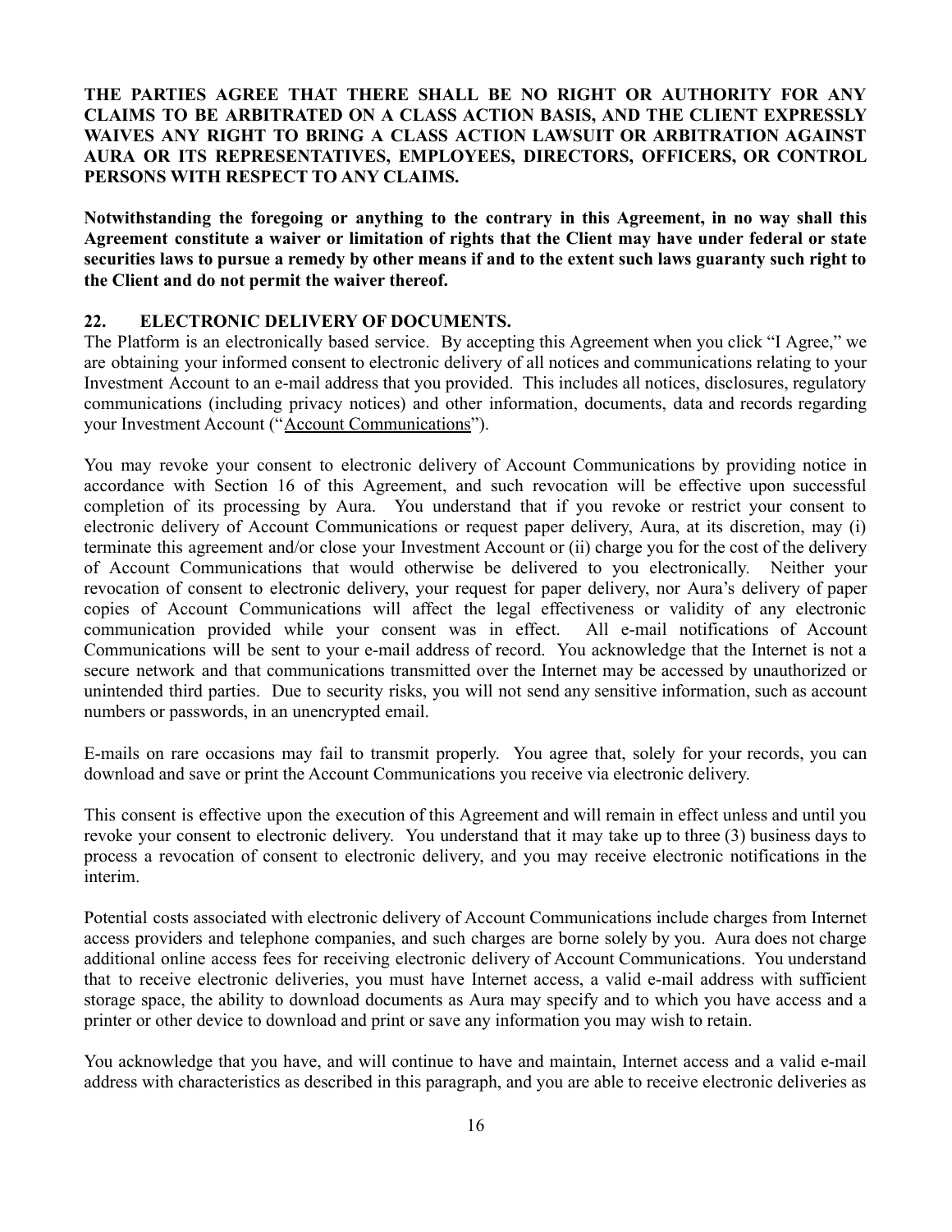**THE PARTIES AGREE THAT THERE SHALL BE NO RIGHT OR AUTHORITY FOR ANY CLAIMS TO BE ARBITRATED ON A CLASS ACTION BASIS, AND THE CLIENT EXPRESSLY WAIVES ANY RIGHT TO BRING A CLASS ACTION LAWSUIT OR ARBITRATION AGAINST AURA OR ITS REPRESENTATIVES, EMPLOYEES, DIRECTORS, OFFICERS, OR CONTROL PERSONS WITH RESPECT TO ANY CLAIMS.**

**Notwithstanding the foregoing or anything to the contrary in this Agreement, in no way shall this Agreement constitute a waiver or limitation of rights that the Client may have under federal or state securities laws to pursue a remedy by other means if and to the extent such laws guaranty such right to the Client and do not permit the waiver thereof.**

## 22. ELECTRONIC DELIVERY OF DOCUMENTS.

The Platform is an electronically based service. By accepting this Agreement when you click "I Agree," we are obtaining your informed consent to electronic delivery of all notices and communications relating to your Investment Account to an e-mail address that you provided. This includes all notices, disclosures, regulatory communications (including privacy notices) and other information, documents, data and records regarding your Investment Account ("Account Communications").

You may revoke your consent to electronic delivery of Account Communications by providing notice in accordance with Section 16 of this Agreement, and such revocation will be effective upon successful completion of its processing by Aura. You understand that if you revoke or restrict your consent to electronic delivery of Account Communications or request paper delivery, Aura, at its discretion, may (i) terminate this agreement and/or close your Investment Account or (ii) charge you for the cost of the delivery of Account Communications that would otherwise be delivered to you electronically. Neither your revocation of consent to electronic delivery, your request for paper delivery, nor Aura's delivery of paper copies of Account Communications will affect the legal effectiveness or validity of any electronic communication provided while your consent was in effect. All e-mail notifications of Account Communications will be sent to your e-mail address of record. You acknowledge that the Internet is not a secure network and that communications transmitted over the Internet may be accessed by unauthorized or unintended third parties. Due to security risks, you will not send any sensitive information, such as account numbers or passwords, in an unencrypted email.

E-mails on rare occasions may fail to transmit properly. You agree that, solely for your records, you can download and save or print the Account Communications you receive via electronic delivery.

This consent is effective upon the execution of this Agreement and will remain in effect unless and until you revoke your consent to electronic delivery. You understand that it may take up to three (3) business days to process a revocation of consent to electronic delivery, and you may receive electronic notifications in the interim.

Potential costs associated with electronic delivery of Account Communications include charges from Internet access providers and telephone companies, and such charges are borne solely by you. Aura does not charge additional online access fees for receiving electronic delivery of Account Communications. You understand that to receive electronic deliveries, you must have Internet access, a valid e-mail address with sufficient storage space, the ability to download documents as Aura may specify and to which you have access and a printer or other device to download and print or save any information you may wish to retain.

You acknowledge that you have, and will continue to have and maintain, Internet access and a valid e-mail address with characteristics as described in this paragraph, and you are able to receive electronic deliveries as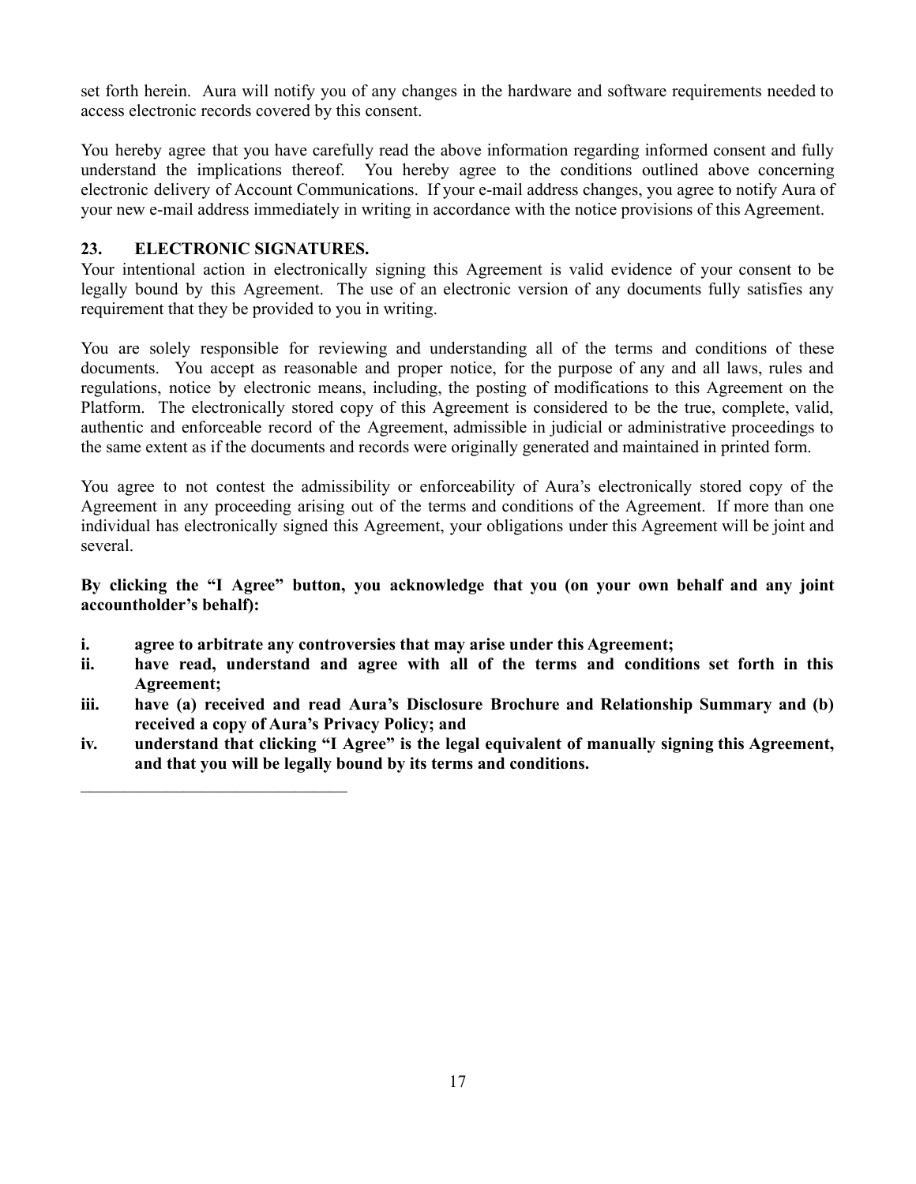set forth herein. Aura will notify you of any changes in the hardware and software requirements needed to access electronic records covered by this consent.

You hereby agree that you have carefully read the above information regarding informed consent and fully understand the implications thereof. You hereby agree to the conditions outlined above concerning electronic delivery of Account Communications. If your e-mail address changes, you agree to notify Aura of your new e-mail address immediately in writing in accordance with the notice provisions of this Agreement.

## 23. ELECTRONIC SIGNATURES.

Your intentional action in electronically signing this Agreement is valid evidence of your consent to be legally bound by this Agreement. The use of an electronic version of any documents fully satisfies any requirement that they be provided to you in writing.

You are solely responsible for reviewing and understanding all of the terms and conditions of these documents. You accept as reasonable and proper notice, for the purpose of any and all laws, rules and regulations, notice by electronic means, including, the posting of modifications to this Agreement on the Platform. The electronically stored copy of this Agreement is considered to be the true, complete, valid, authentic and enforceable record of the Agreement, admissible in judicial or administrative proceedings to the same extent as if the documents and records were originally generated and maintained in printed form.

You agree to not contest the admissibility or enforceability of Aura's electronically stored copy of the Agreement in any proceeding arising out of the terms and conditions of the Agreement. If more than one individual has electronically signed this Agreement, your obligations under this Agreement will be joint and several.

**By clicking the "I Agree" button, you acknowledge that you (on your own behalf and any joint accountholder's behalf):**

- **i. agree to arbitrate any controversies that may arise under this Agreement;**
- **ii. have read, understand and agree with all of the terms and conditions set forth in this Agreement;**
- **iii. have (a) received and read Aura's Disclosure Brochure and Relationship Summary and (b) received a copy of Aura's Privacy Policy; and**
- **iv. understand that clicking "I Agree" is the legal equivalent of manually signing this Agreement, and that you will be legally bound by its terms and conditions.**

\_\_\_\_\_\_\_\_\_\_\_\_\_\_\_\_\_\_\_\_\_\_\_\_\_\_\_\_\_\_\_\_